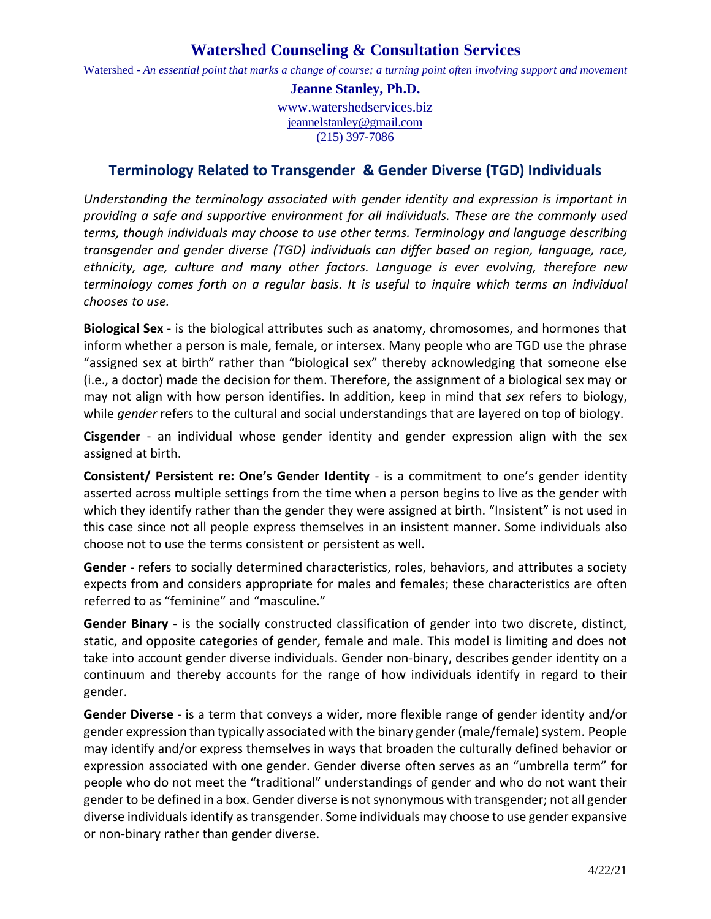# Watershed Counseling & Consultation Services

Watershed - *An essential point that marks a change of course; a turning point often involving support and movement*

**Jeanne Stanley, Ph.D.**
www.watershedservices.biz
jeannelstanley@gmail.com
(215) 397-7086

## Terminology Related to Transgender & Gender Diverse (TGD) Individuals

*Understanding the terminology associated with gender identity and expression is important in providing a safe and supportive environment for all individuals. These are the commonly used terms, though individuals may choose to use other terms. Terminology and language describing transgender and gender diverse (TGD) individuals can differ based on region, language, race, ethnicity, age, culture and many other factors. Language is ever evolving, therefore new terminology comes forth on a regular basis. It is useful to inquire which terms an individual chooses to use.*

**Biological Sex** - is the biological attributes such as anatomy, chromosomes, and hormones that inform whether a person is male, female, or intersex. Many people who are TGD use the phrase "assigned sex at birth" rather than "biological sex" thereby acknowledging that someone else (i.e., a doctor) made the decision for them. Therefore, the assignment of a biological sex may or may not align with how person identifies. In addition, keep in mind that *sex* refers to biology, while *gender* refers to the cultural and social understandings that are layered on top of biology.

**Cisgender** - an individual whose gender identity and gender expression align with the sex assigned at birth.

**Consistent/ Persistent re: One's Gender Identity** - is a commitment to one's gender identity asserted across multiple settings from the time when a person begins to live as the gender with which they identify rather than the gender they were assigned at birth. "Insistent" is not used in this case since not all people express themselves in an insistent manner. Some individuals also choose not to use the terms consistent or persistent as well.

**Gender** - refers to socially determined characteristics, roles, behaviors, and attributes a society expects from and considers appropriate for males and females; these characteristics are often referred to as "feminine" and "masculine."

**Gender Binary** - is the socially constructed classification of gender into two discrete, distinct, static, and opposite categories of gender, female and male. This model is limiting and does not take into account gender diverse individuals. Gender non-binary, describes gender identity on a continuum and thereby accounts for the range of how individuals identify in regard to their gender.

**Gender Diverse** - is a term that conveys a wider, more flexible range of gender identity and/or gender expression than typically associated with the binary gender (male/female) system. People may identify and/or express themselves in ways that broaden the culturally defined behavior or expression associated with one gender. Gender diverse often serves as an "umbrella term" for people who do not meet the "traditional" understandings of gender and who do not want their gender to be defined in a box. Gender diverse is not synonymous with transgender; not all gender diverse individuals identify as transgender. Some individuals may choose to use gender expansive or non-binary rather than gender diverse.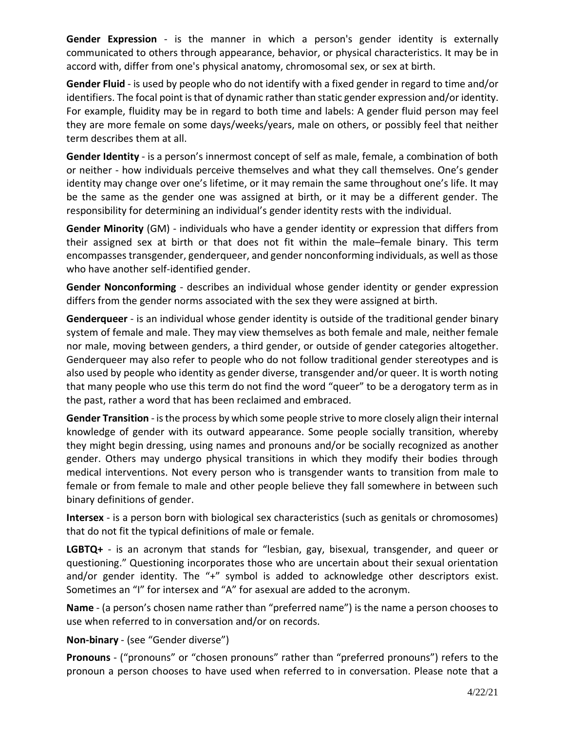**Gender Expression** - is the manner in which a person's gender identity is externally communicated to others through appearance, behavior, or physical characteristics. It may be in accord with, differ from one's physical anatomy, chromosomal sex, or sex at birth.

**Gender Fluid** - is used by people who do not identify with a fixed gender in regard to time and/or identifiers. The focal point is that of dynamic rather than static gender expression and/or identity. For example, fluidity may be in regard to both time and labels: A gender fluid person may feel they are more female on some days/weeks/years, male on others, or possibly feel that neither term describes them at all.

**Gender Identity** - is a person's innermost concept of self as male, female, a combination of both or neither - how individuals perceive themselves and what they call themselves. One's gender identity may change over one's lifetime, or it may remain the same throughout one's life. It may be the same as the gender one was assigned at birth, or it may be a different gender. The responsibility for determining an individual's gender identity rests with the individual.

**Gender Minority** (GM) - individuals who have a gender identity or expression that differs from their assigned sex at birth or that does not fit within the male–female binary. This term encompasses transgender, genderqueer, and gender nonconforming individuals, as well as those who have another self-identified gender.

**Gender Nonconforming** - describes an individual whose gender identity or gender expression differs from the gender norms associated with the sex they were assigned at birth.

**Genderqueer** - is an individual whose gender identity is outside of the traditional gender binary system of female and male. They may view themselves as both female and male, neither female nor male, moving between genders, a third gender, or outside of gender categories altogether. Genderqueer may also refer to people who do not follow traditional gender stereotypes and is also used by people who identity as gender diverse, transgender and/or queer. It is worth noting that many people who use this term do not find the word "queer" to be a derogatory term as in the past, rather a word that has been reclaimed and embraced.

**Gender Transition** - is the process by which some people strive to more closely align their internal knowledge of gender with its outward appearance. Some people socially transition, whereby they might begin dressing, using names and pronouns and/or be socially recognized as another gender. Others may undergo physical transitions in which they modify their bodies through medical interventions. Not every person who is transgender wants to transition from male to female or from female to male and other people believe they fall somewhere in between such binary definitions of gender.

**Intersex** - is a person born with biological sex characteristics (such as genitals or chromosomes) that do not fit the typical definitions of male or female.

**LGBTQ+** - is an acronym that stands for "lesbian, gay, bisexual, transgender, and queer or questioning." Questioning incorporates those who are uncertain about their sexual orientation and/or gender identity. The "+" symbol is added to acknowledge other descriptors exist. Sometimes an "I" for intersex and "A" for asexual are added to the acronym.

**Name** - (a person's chosen name rather than "preferred name") is the name a person chooses to use when referred to in conversation and/or on records.

**Non-binary** - (see "Gender diverse")

**Pronouns** - ("pronouns" or "chosen pronouns" rather than "preferred pronouns") refers to the pronoun a person chooses to have used when referred to in conversation. Please note that a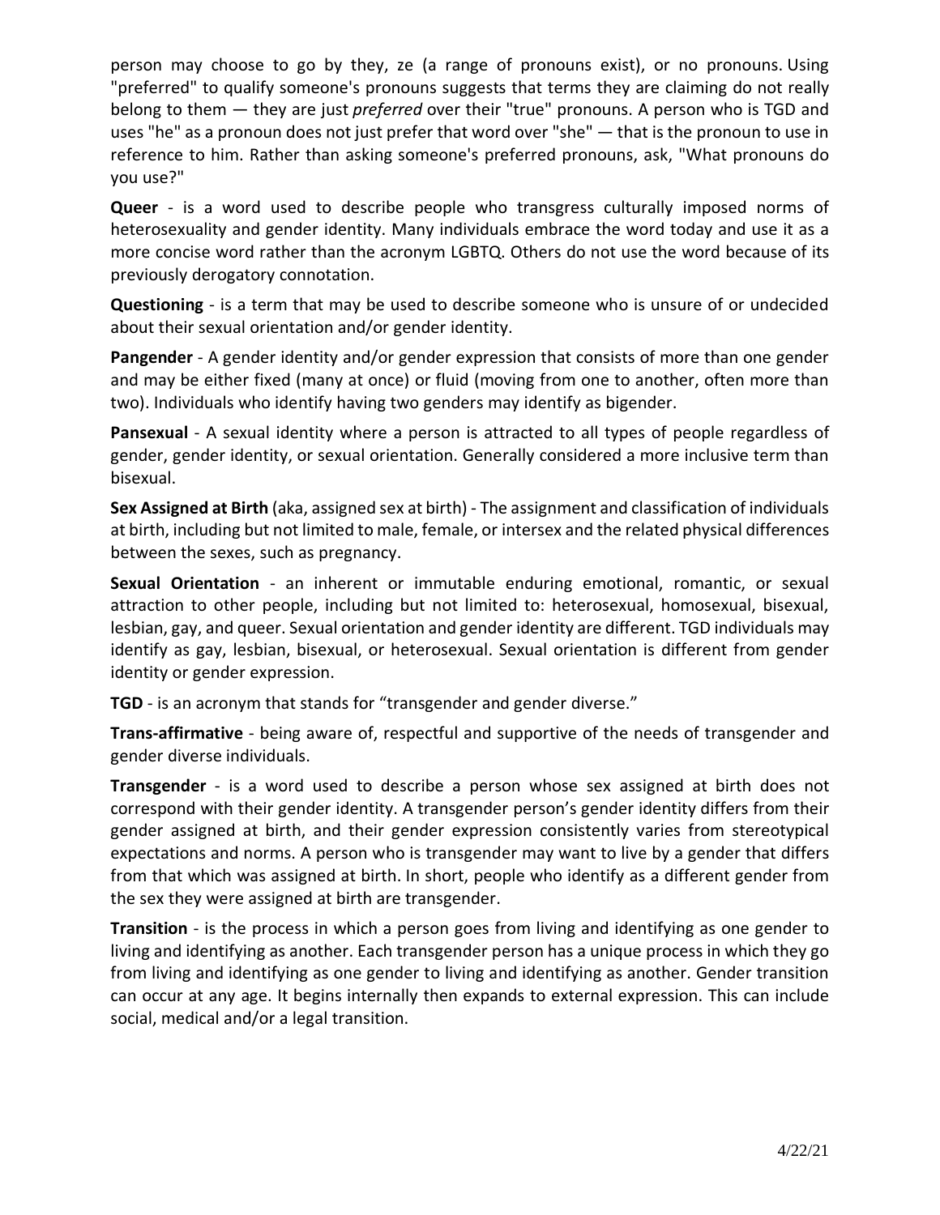person may choose to go by they, ze (a range of pronouns exist), or no pronouns. Using "preferred" to qualify someone's pronouns suggests that terms they are claiming do not really belong to them — they are just *preferred* over their "true" pronouns. A person who is TGD and uses "he" as a pronoun does not just prefer that word over "she" — that is the pronoun to use in reference to him. Rather than asking someone's preferred pronouns, ask, "What pronouns do you use?"

**Queer** - is a word used to describe people who transgress culturally imposed norms of heterosexuality and gender identity. Many individuals embrace the word today and use it as a more concise word rather than the acronym LGBTQ. Others do not use the word because of its previously derogatory connotation.

**Questioning** - is a term that may be used to describe someone who is unsure of or undecided about their sexual orientation and/or gender identity.

**Pangender** - A gender identity and/or gender expression that consists of more than one gender and may be either fixed (many at once) or fluid (moving from one to another, often more than two). Individuals who identify having two genders may identify as bigender.

**Pansexual** - A sexual identity where a person is attracted to all types of people regardless of gender, gender identity, or sexual orientation. Generally considered a more inclusive term than bisexual.

**Sex Assigned at Birth** (aka, assigned sex at birth) - The assignment and classification of individuals at birth, including but not limited to male, female, or intersex and the related physical differences between the sexes, such as pregnancy.

**Sexual Orientation** - an inherent or immutable enduring emotional, romantic, or sexual attraction to other people, including but not limited to: heterosexual, homosexual, bisexual, lesbian, gay, and queer. Sexual orientation and gender identity are different. TGD individuals may identify as gay, lesbian, bisexual, or heterosexual. Sexual orientation is different from gender identity or gender expression.

**TGD** - is an acronym that stands for "transgender and gender diverse."

**Trans-affirmative** - being aware of, respectful and supportive of the needs of transgender and gender diverse individuals.

**Transgender** - is a word used to describe a person whose sex assigned at birth does not correspond with their gender identity. A transgender person's gender identity differs from their gender assigned at birth, and their gender expression consistently varies from stereotypical expectations and norms. A person who is transgender may want to live by a gender that differs from that which was assigned at birth. In short, people who identify as a different gender from the sex they were assigned at birth are transgender.

**Transition** - is the process in which a person goes from living and identifying as one gender to living and identifying as another. Each transgender person has a unique process in which they go from living and identifying as one gender to living and identifying as another. Gender transition can occur at any age. It begins internally then expands to external expression. This can include social, medical and/or a legal transition.

4/22/21